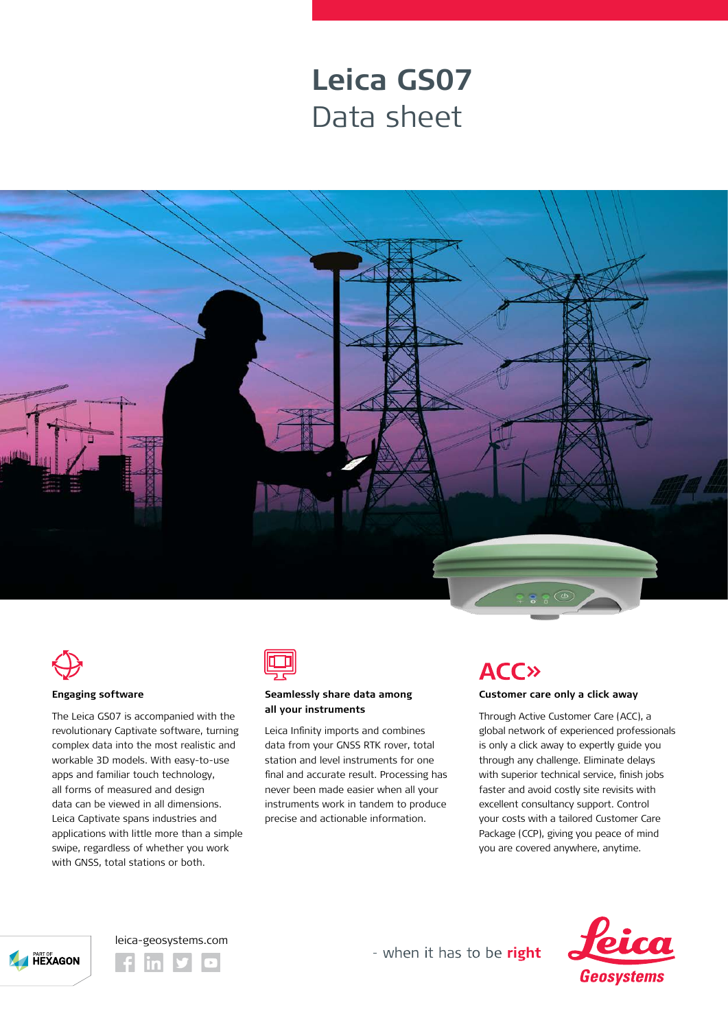# Leica GS07

Data sheet

### Engaging software

The Leica GS07 is accompanied with the revolutionary Captivate software, turning complex data into the most realistic and workable 3D models. With easy-to-use apps and familiar touch technology, all forms of measured and design data can be viewed in all dimensions. Leica Captivate spans industries and applications with little more than a simple swipe, regardless of whether you work with GNSS, total stations or both.

### Seamlessly share data among all your instruments

Leica Infinity imports and combines data from your GNSS RTK rover, total station and level instruments for one final and accurate result. Processing has never been made easier when all your instruments work in tandem to produce precise and actionable information.

ACC»

### Customer care only a click away

Through Active Customer Care (ACC), a global network of experienced professionals is only a click away to expertly guide you through any challenge. Eliminate delays with superior technical service, finish jobs faster and avoid costly site revisits with excellent consultancy support. Control your costs with a tailored Customer Care Package (CCP), giving you peace of mind you are covered anywhere, anytime.

PART OF HEXAGON

leica-geosystems.com

- when it has to be **right**

Leica Geosystems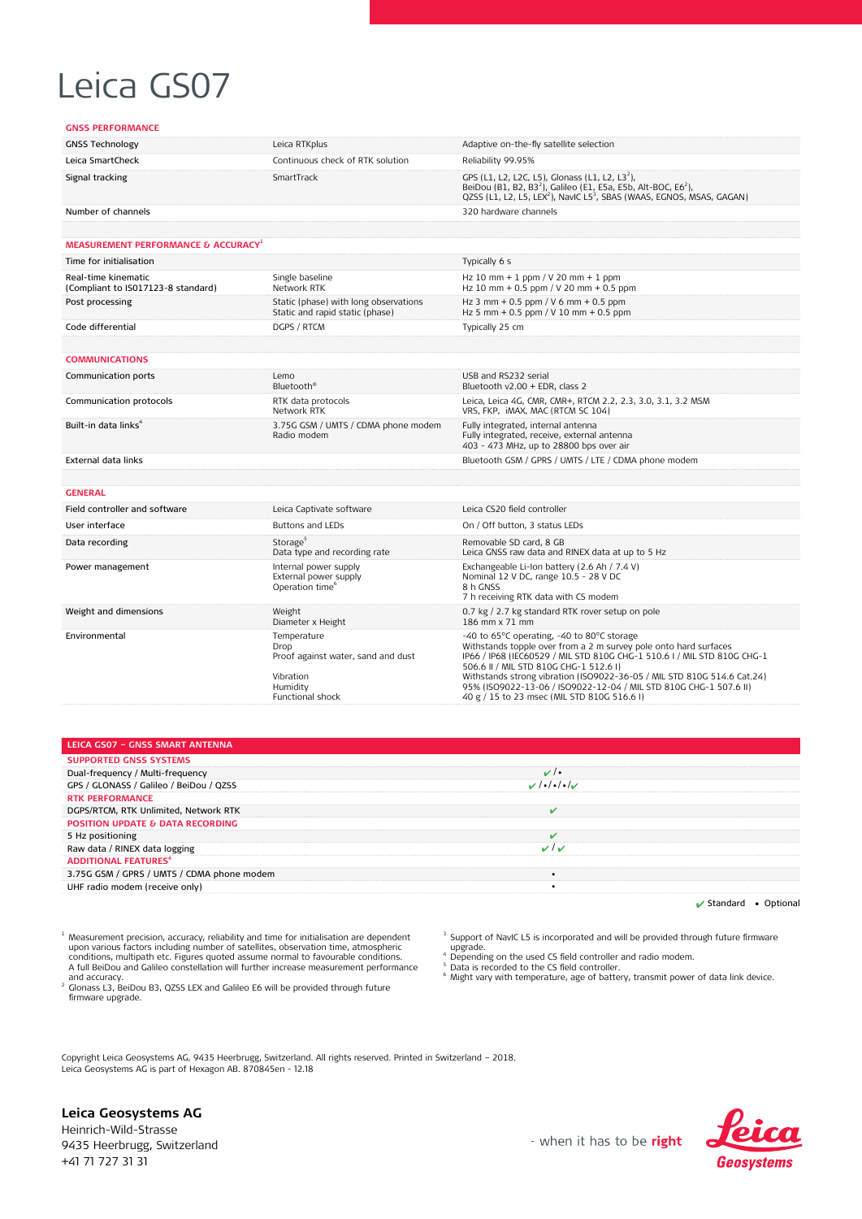# Leica GS07

| | | |
|---|---|---|
| **GNSS PERFORMANCE** | | |
| GNSS Technology | Leica RTKplus | Adaptive on-the-fly satellite selection |
| Leica SmartCheck | Continuous check of RTK solution | Reliability 99.95% |
| Signal tracking | SmartTrack | GPS (L1, L2, L2C, L5), Glonass (L1, L2, L3[2]), BeiDou (B1, B2, B3[2]), Galileo (E1, E5a, E5b, Alt-BOC, E6[2]), QZSS (L1, L2, L5, LEX[2]), NavIC L5[3], SBAS (WAAS, EGNOS, MSAS, GAGAN) |
| Number of channels | | 320 hardware channels |
| **MEASUREMENT PERFORMANCE & ACCURACY[1]** | | |
| Time for initialisation | | Typically 6 s |
| Real-time kinematic (Compliant to ISO17123-8 standard) | Single baseline<br>Network RTK | Hz 10 mm + 1 ppm / V 20 mm + 1 ppm<br>Hz 10 mm + 0.5 ppm / V 20 mm + 0.5 ppm |
| Post processing | Static (phase) with long observations<br>Static and rapid static (phase) | Hz 3 mm + 0.5 ppm / V 6 mm + 0.5 ppm<br>Hz 5 mm + 0.5 ppm / V 10 mm + 0.5 ppm |
| Code differential | DGPS / RTCM | Typically 25 cm |
| **COMMUNICATIONS** | | |
| Communication ports | Lemo<br>Bluetooth® | USB and RS232 serial<br>Bluetooth v2.00 + EDR, class 2 |
| Communication protocols | RTK data protocols<br>Network RTK | Leica, Leica 4G, CMR, CMR+, RTCM 2.2, 2.3, 3.0, 3.1, 3.2 MSM<br>VRS, FKP, iMAX, MAC (RTCM SC 104) |
| Built-in data links[4] | 3.75G GSM / UMTS / CDMA phone modem<br>Radio modem | Fully integrated, internal antenna<br>Fully integrated, receive, external antenna<br>403 - 473 MHz, up to 28800 bps over air |
| External data links | | Bluetooth GSM / GPRS / UMTS / LTE / CDMA phone modem |
| **GENERAL** | | |
| Field controller and software | Leica Captivate software | Leica CS20 field controller |
| User interface | Buttons and LEDs | On / Off button, 3 status LEDs |
| Data recording | Storage[5]<br>Data type and recording rate | Removable SD card, 8 GB<br>Leica GNSS raw data and RINEX data at up to 5 Hz |
| Power management | Internal power supply<br>External power supply<br>Operation time[6] | Exchangeable Li-Ion battery (2.6 Ah / 7.4 V)<br>Nominal 12 V DC, range 10.5 - 28 V DC<br>8 h GNSS<br>7 h receiving RTK data with CS modem |
| Weight and dimensions | Weight<br>Diameter x Height | 0.7 kg / 2.7 kg standard RTK rover setup on pole<br>186 mm x 71 mm |
| Environmental | Temperature<br>Drop<br>Proof against water, sand and dust<br><br>Vibration<br>Humidity<br>Functional shock | -40 to 65°C operating, -40 to 80°C storage<br>Withstands topple over from a 2 m survey pole onto hard surfaces<br>IP66 / IP68 (IEC60529 / MIL STD 810G CHG-1 510.6 I / MIL STD 810G CHG-1 506.6 II / MIL STD 810G CHG-1 512.6 I)<br>Withstands strong vibration (ISO9022-36-05 / MIL STD 810G 514.6 Cat.24)<br>95% (ISO9022-13-06 / ISO9022-12-04 / MIL STD 810G CHG-1 507.6 II)<br>40 g / 15 to 23 msec (MIL STD 810G 516.6 I) |

| LEICA GS07 – GNSS SMART ANTENNA | |
|---|---|
| **SUPPORTED GNSS SYSTEMS** | |
| Dual-frequency / Multi-frequency | ✔ / • |
| GPS / GLONASS / Galileo / BeiDou / QZSS | ✔ / • / • / • / ✔ |
| **RTK PERFORMANCE** | |
| DGPS/RTCM, RTK Unlimited, Network RTK | ✔ |
| **POSITION UPDATE & DATA RECORDING** | |
| 5 Hz positioning | ✔ |
| Raw data / RINEX data logging | ✔ / ✔ |
| **ADDITIONAL FEATURES[4]** | |
| 3.75G GSM / GPRS / UMTS / CDMA phone modem | • |
| UHF radio modem (receive only) | • |

✔ Standard • Optional

[1] Measurement precision, accuracy, reliability and time for initialisation are dependent upon various factors including number of satellites, observation time, atmospheric conditions, multipath etc. Figures quoted assume normal to favourable conditions. A full BeiDou and Galileo constellation will further increase measurement performance and accuracy.
[2] Glonass L3, BeiDou B3, QZSS LEX and Galileo E6 will be provided through future firmware upgrade.
[3] Support of NavIC L5 is incorporated and will be provided through future firmware upgrade.
[4] Depending on the used CS field controller and radio modem.
[5] Data is recorded to the CS field controller.
[6] Might vary with temperature, age of battery, transmit power of data link device.

Copyright Leica Geosystems AG, 9435 Heerbrugg, Switzerland. All rights reserved. Printed in Switzerland – 2018.
Leica Geosystems AG is part of Hexagon AB. 870845en - 12.18

**Leica Geosystems AG**
Heinrich-Wild-Strasse
9435 Heerbrugg, Switzerland
+41 71 727 31 31

- when it has to be **right**

Leica Geosystems